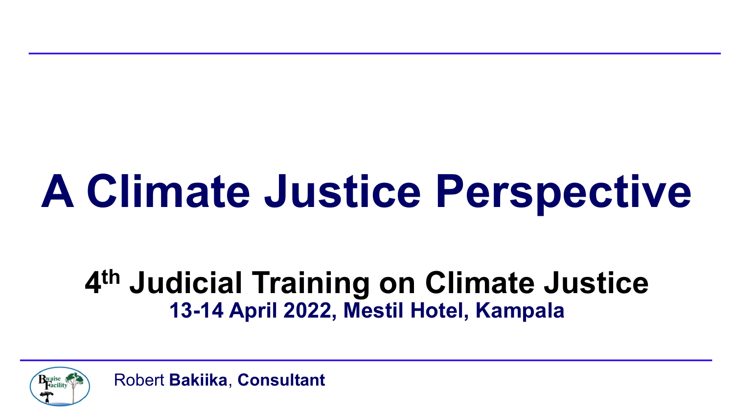# A Climate Justice Perspective

## 4th Judicial Training on Climate Justice

**13-14 April 2022, Mestil Hotel, Kampala**

Robert **Bakiika**, **Consultant**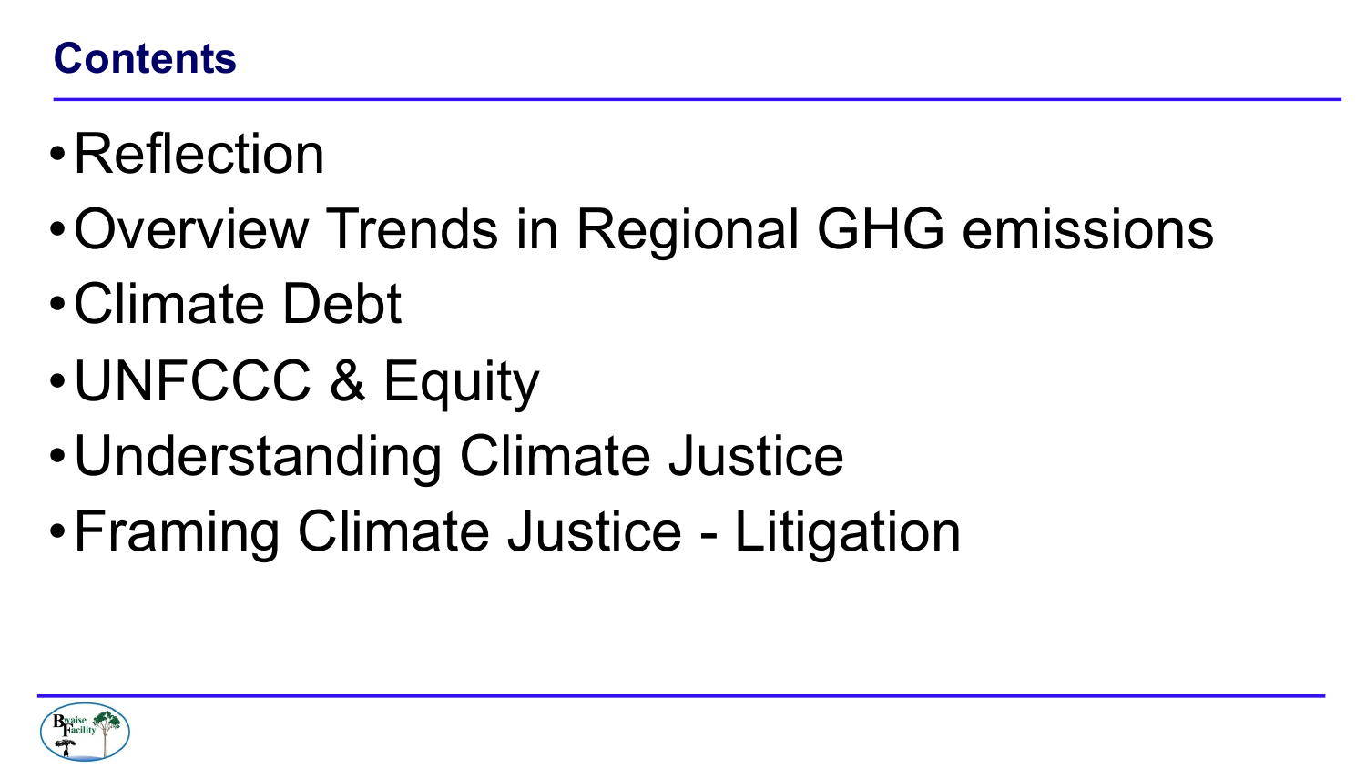## Contents

- Reflection
- Overview Trends in Regional GHG emissions
- Climate Debt
- UNFCCC & Equity
- Understanding Climate Justice
- Framing Climate Justice - Litigation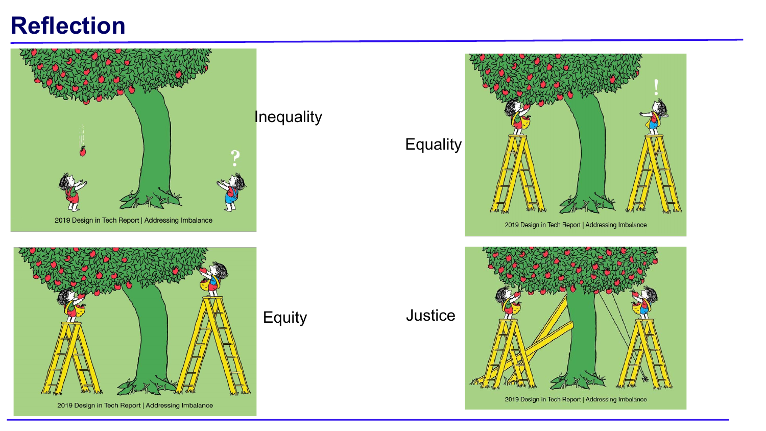# Reflection

Inequality

Equality

Equity

Justice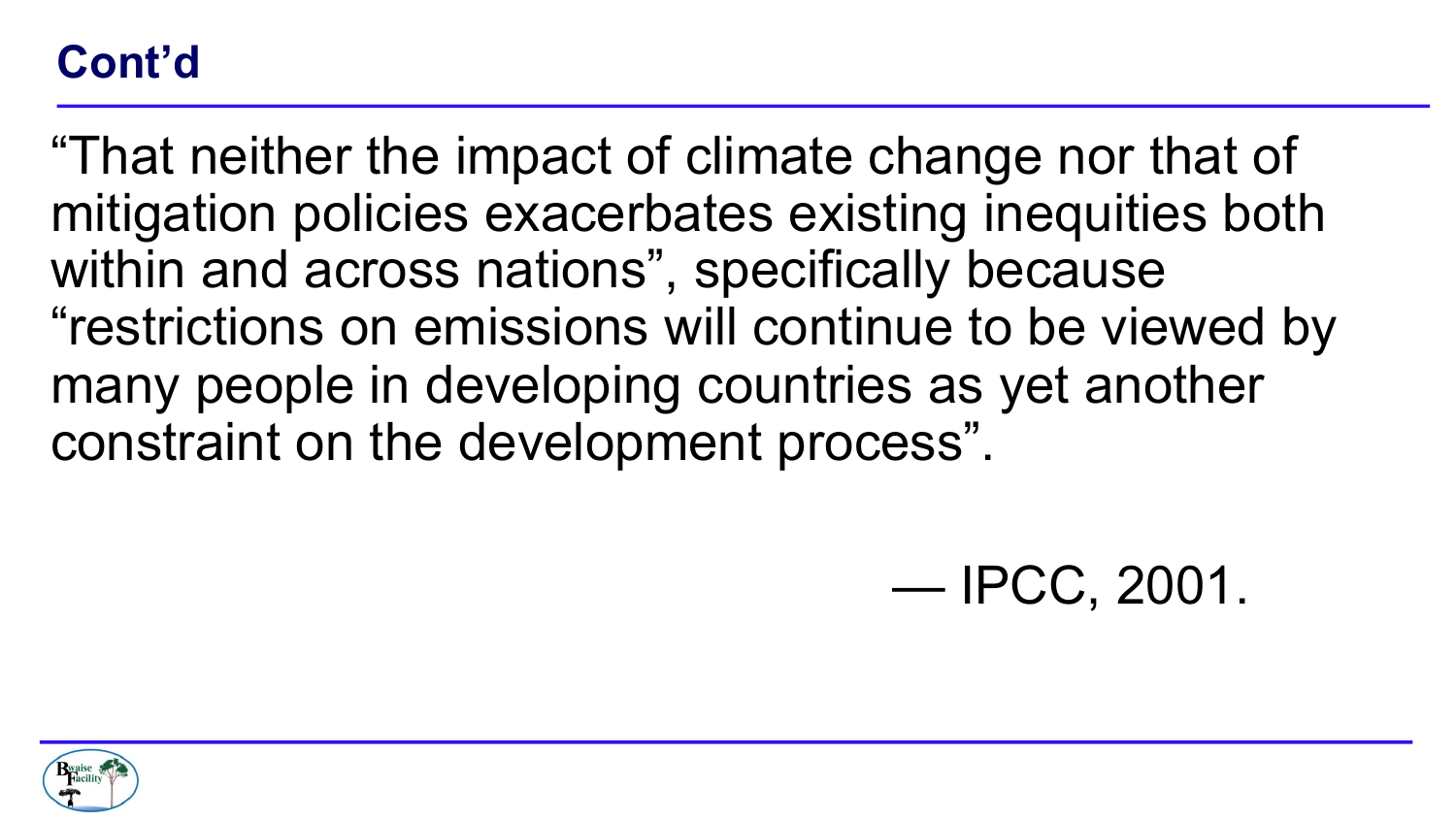## Cont'd

"That neither the impact of climate change nor that of mitigation policies exacerbates existing inequities both within and across nations", specifically because "restrictions on emissions will continue to be viewed by many people in developing countries as yet another constraint on the development process".

— IPCC, 2001.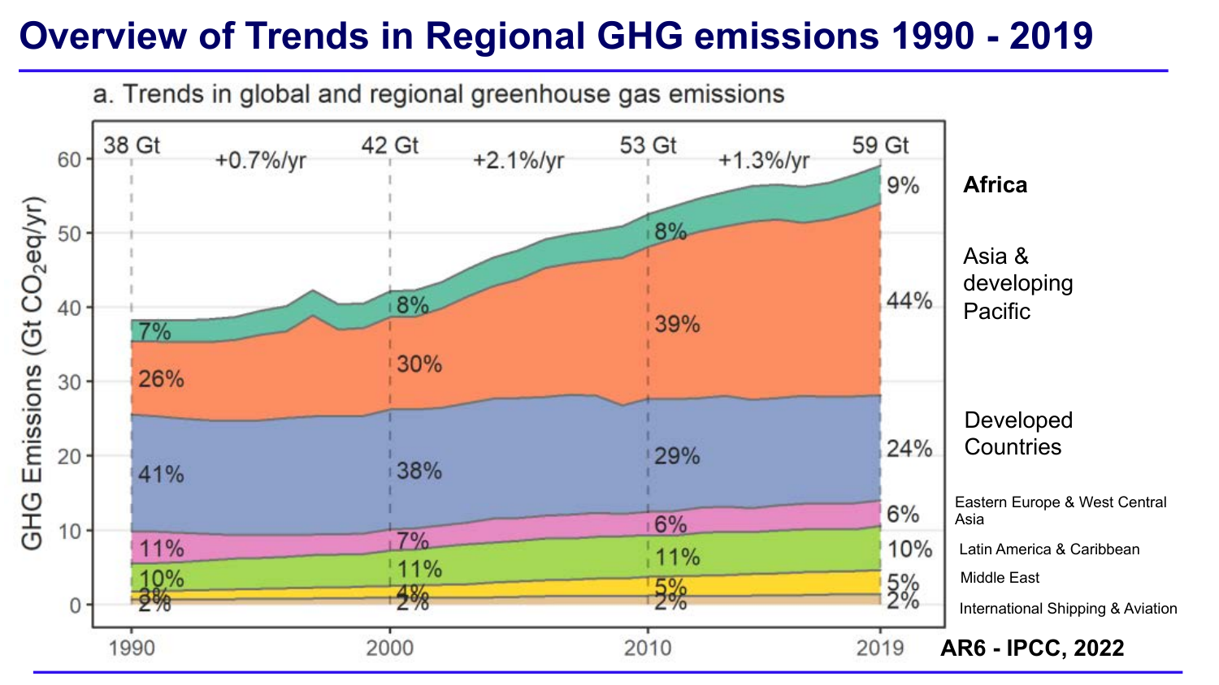# Overview of Trends in Regional GHG emissions 1990 - 2019

a. Trends in global and regional greenhouse gas emissions

38 Gt
+0.7%/yr
42 Gt
+2.1%/yr
53 Gt
+1.3%/yr
59 Gt

GHG Emissions (Gt $CO_2eq$/yr)

60
50
40
30
20
10
0

1990
2000
2010
2019

1990: 7%, 26%, 41%, 11%, 10%, 3%, 2%

2000: 8%, 30%, 38%, 7%, 11%, 4%, 2%

2010: 8%, 39%, 29%, 6%, 11%, 5%, 2%

2019: 9%, 44%, 24%, 6%, 10%, 5%, 2%

**Africa**

Asia & developing Pacific

Developed Countries

Eastern Europe & West Central Asia

Latin America & Caribbean

Middle East

International Shipping & Aviation

**AR6 - IPCC, 2022**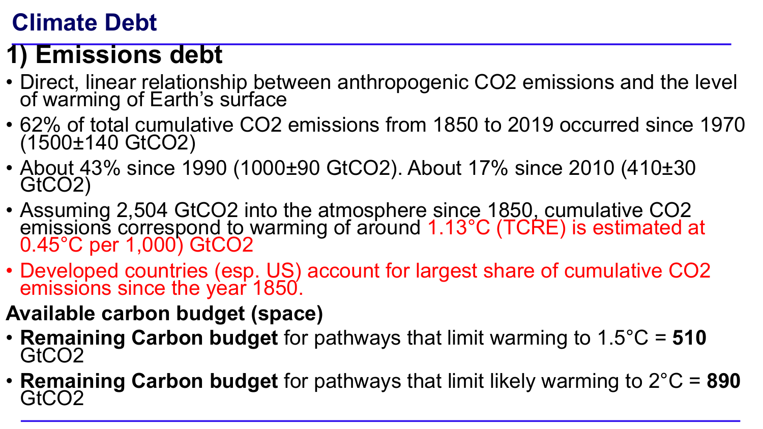# Climate Debt

## 1) Emissions debt

- Direct, linear relationship between anthropogenic $CO_2$ emissions and the level of warming of Earth's surface
- 62% of total cumulative $CO_2$ emissions from 1850 to 2019 occurred since 1970 (1500±140 $GtCO_2$)
- About 43% since 1990 (1000±90 $GtCO_2$). About 17% since 2010 (410±30 $GtCO_2$)
- Assuming 2,504 $GtCO_2$ into the atmosphere since 1850, cumulative $CO_2$ emissions correspond to warming of around 1.13°C (TCRE) is estimated at 0.45°C per 1,000) $GtCO_2$
- Developed countries (esp. US) account for largest share of cumulative $CO_2$ emissions since the year 1850.

**Available carbon budget (space)**

- **Remaining Carbon budget** for pathways that limit warming to 1.5°C = **510** $GtCO_2$
- **Remaining Carbon budget** for pathways that limit likely warming to 2°C = **890** $GtCO_2$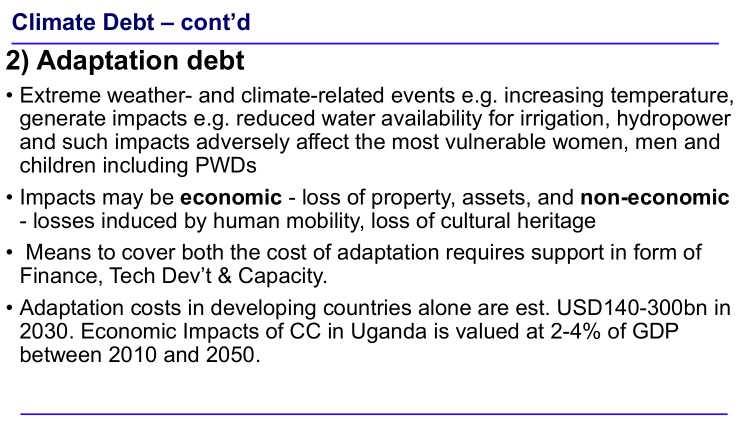# Climate Debt – cont'd

## 2) Adaptation debt

- Extreme weather- and climate-related events e.g. increasing temperature, generate impacts e.g. reduced water availability for irrigation, hydropower and such impacts adversely affect the most vulnerable women, men and children including PWDs
- Impacts may be **economic** - loss of property, assets, and **non-economic** - losses induced by human mobility, loss of cultural heritage
- Means to cover both the cost of adaptation requires support in form of Finance, Tech Dev't & Capacity.
- Adaptation costs in developing countries alone are est. USD140-300bn in 2030. Economic Impacts of CC in Uganda is valued at 2-4% of GDP between 2010 and 2050.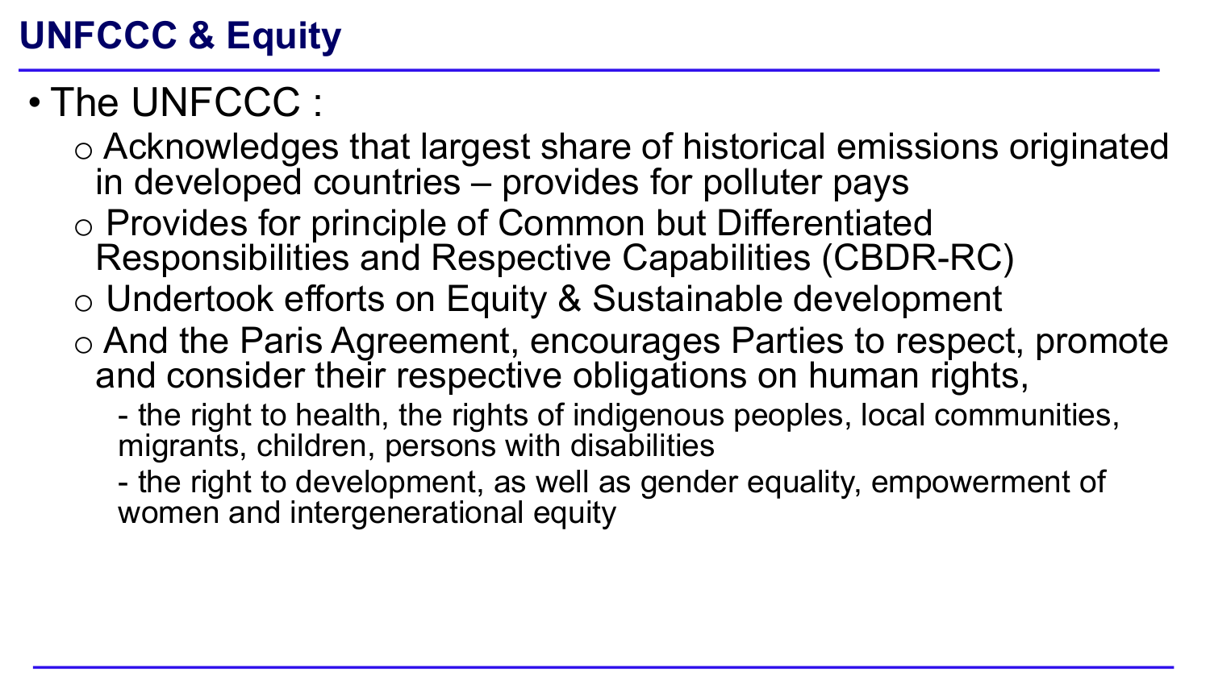# UNFCCC & Equity

- The UNFCCC :
  - Acknowledges that largest share of historical emissions originated in developed countries – provides for polluter pays
  - Provides for principle of Common but Differentiated Responsibilities and Respective Capabilities (CBDR-RC)
  - Undertook efforts on Equity & Sustainable development
  - And the Paris Agreement, encourages Parties to respect, promote and consider their respective obligations on human rights,
    - the right to health, the rights of indigenous peoples, local communities, migrants, children, persons with disabilities
    - the right to development, as well as gender equality, empowerment of women and intergenerational equity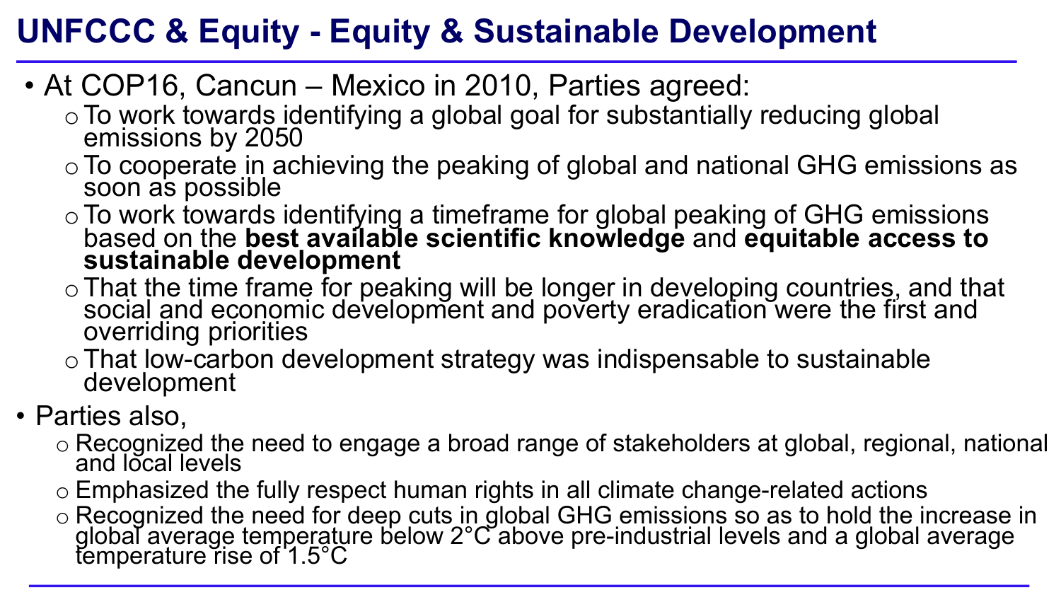# UNFCCC & Equity - Equity & Sustainable Development

- At COP16, Cancun – Mexico in 2010, Parties agreed:
  - To work towards identifying a global goal for substantially reducing global emissions by 2050
  - To cooperate in achieving the peaking of global and national GHG emissions as soon as possible
  - To work towards identifying a timeframe for global peaking of GHG emissions based on the **best available scientific knowledge** and **equitable access to sustainable development**
  - That the time frame for peaking will be longer in developing countries, and that social and economic development and poverty eradication were the first and overriding priorities
  - That low-carbon development strategy was indispensable to sustainable development
- Parties also,
  - Recognized the need to engage a broad range of stakeholders at global, regional, national and local levels
  - Emphasized the fully respect human rights in all climate change-related actions
  - Recognized the need for deep cuts in global GHG emissions so as to hold the increase in global average temperature below 2°C above pre-industrial levels and a global average temperature rise of 1.5°C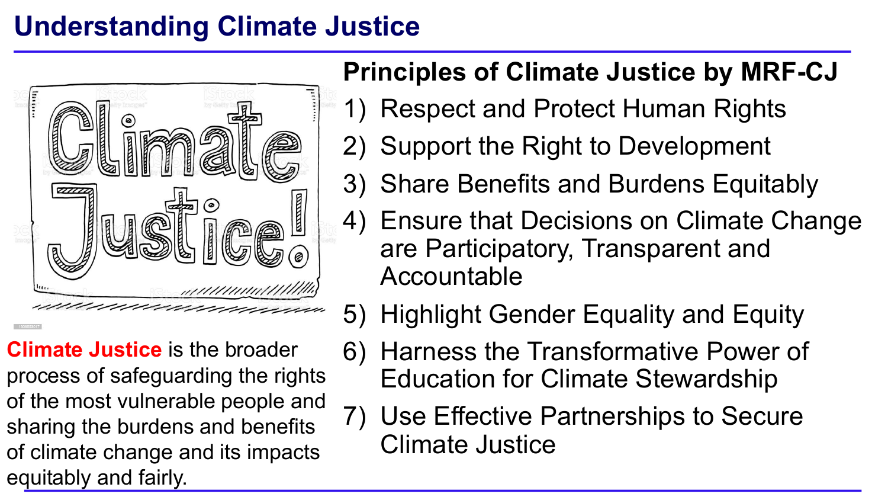# Understanding Climate Justice

**Climate Justice** is the broader process of safeguarding the rights of the most vulnerable people and sharing the burdens and benefits of climate change and its impacts equitably and fairly.

## Principles of Climate Justice by MRF-CJ

1) Respect and Protect Human Rights
2) Support the Right to Development
3) Share Benefits and Burdens Equitably
4) Ensure that Decisions on Climate Change are Participatory, Transparent and Accountable
5) Highlight Gender Equality and Equity
6) Harness the Transformative Power of Education for Climate Stewardship
7) Use Effective Partnerships to Secure Climate Justice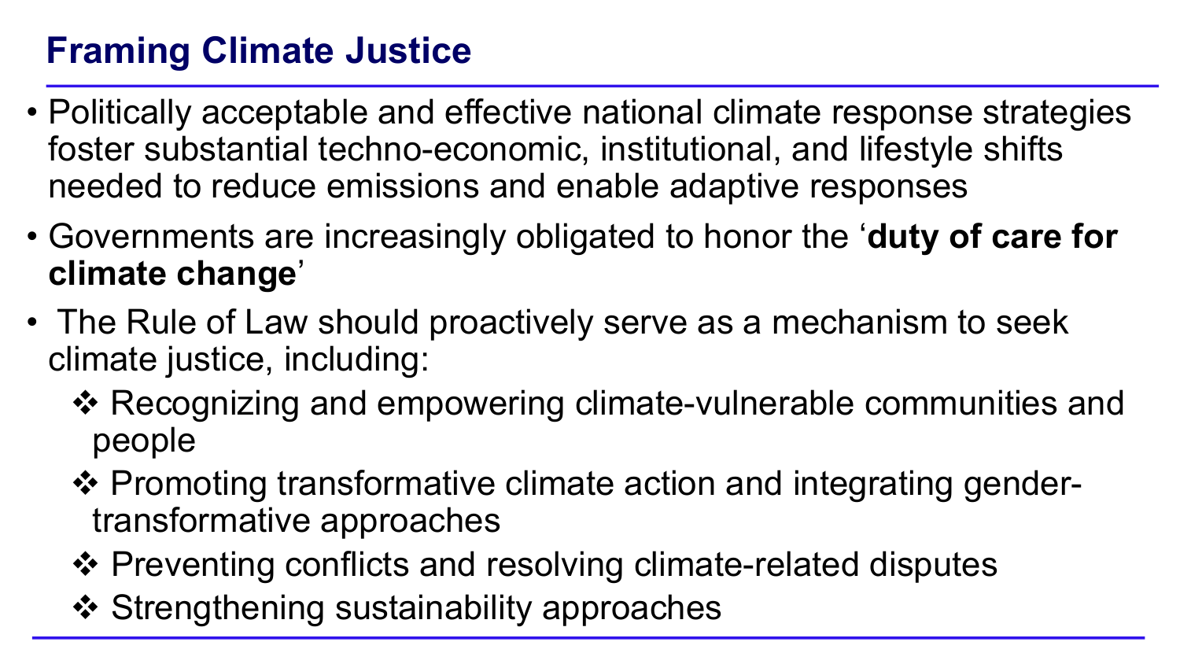# Framing Climate Justice

- Politically acceptable and effective national climate response strategies foster substantial techno-economic, institutional, and lifestyle shifts needed to reduce emissions and enable adaptive responses
- Governments are increasingly obligated to honor the '**duty of care for climate change**'
- The Rule of Law should proactively serve as a mechanism to seek climate justice, including:
  - ❖ Recognizing and empowering climate-vulnerable communities and people
  - ❖ Promoting transformative climate action and integrating gender-transformative approaches
  - ❖ Preventing conflicts and resolving climate-related disputes
  - ❖ Strengthening sustainability approaches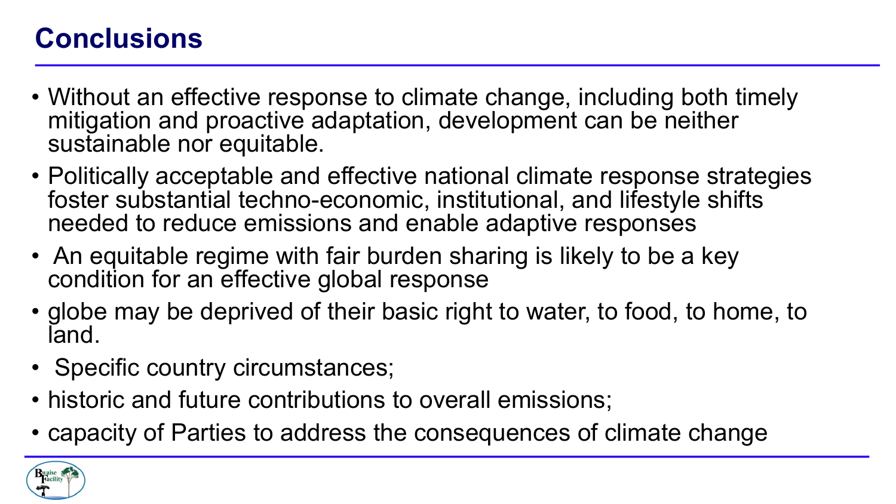# Conclusions

- Without an effective response to climate change, including both timely mitigation and proactive adaptation, development can be neither sustainable nor equitable.
- Politically acceptable and effective national climate response strategies foster substantial techno-economic, institutional, and lifestyle shifts needed to reduce emissions and enable adaptive responses
- An equitable regime with fair burden sharing is likely to be a key condition for an effective global response
- globe may be deprived of their basic right to water, to food, to home, to land.
- Specific country circumstances;
- historic and future contributions to overall emissions;
- capacity of Parties to address the consequences of climate change